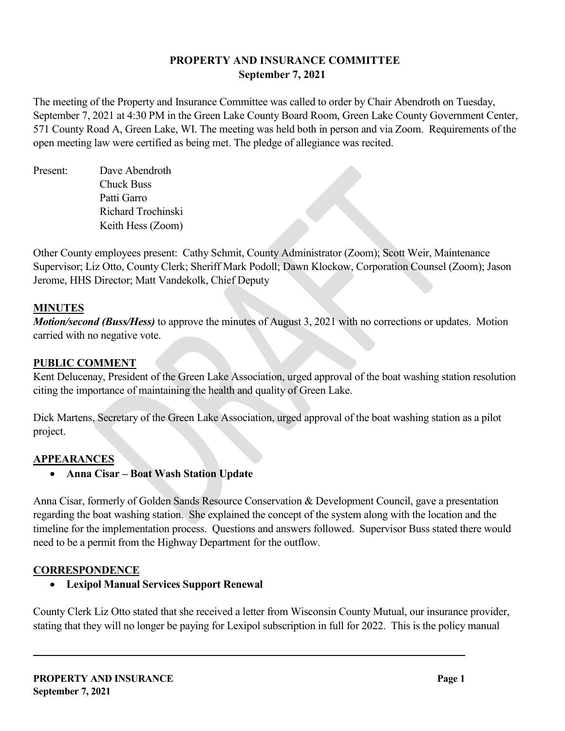# PROPERTY AND INSURANCE COMMITTEE
## September 7, 2021

The meeting of the Property and Insurance Committee was called to order by Chair Abendroth on Tuesday, September 7, 2021 at 4:30 PM in the Green Lake County Board Room, Green Lake County Government Center, 571 County Road A, Green Lake, WI. The meeting was held both in person and via Zoom. Requirements of the open meeting law were certified as being met. The pledge of allegiance was recited.

Present: Dave Abendroth
Chuck Buss
Patti Garro
Richard Trochinski
Keith Hess (Zoom)

Other County employees present: Cathy Schmit, County Administrator (Zoom); Scott Weir, Maintenance Supervisor; Liz Otto, County Clerk; Sheriff Mark Podoll; Dawn Klockow, Corporation Counsel (Zoom); Jason Jerome, HHS Director; Matt Vandekolk, Chief Deputy

## MINUTES

***Motion/second (Buss/Hess)*** to approve the minutes of August 3, 2021 with no corrections or updates. Motion carried with no negative vote.

## PUBLIC COMMENT

Kent Delucenay, President of the Green Lake Association, urged approval of the boat washing station resolution citing the importance of maintaining the health and quality of Green Lake.

Dick Martens, Secretary of the Green Lake Association, urged approval of the boat washing station as a pilot project.

## APPEARANCES

- **Anna Cisar – Boat Wash Station Update**

Anna Cisar, formerly of Golden Sands Resource Conservation & Development Council, gave a presentation regarding the boat washing station. She explained the concept of the system along with the location and the timeline for the implementation process. Questions and answers followed. Supervisor Buss stated there would need to be a permit from the Highway Department for the outflow.

## CORRESPONDENCE

- **Lexipol Manual Services Support Renewal**

County Clerk Liz Otto stated that she received a letter from Wisconsin County Mutual, our insurance provider, stating that they will no longer be paying for Lexipol subscription in full for 2022. This is the policy manual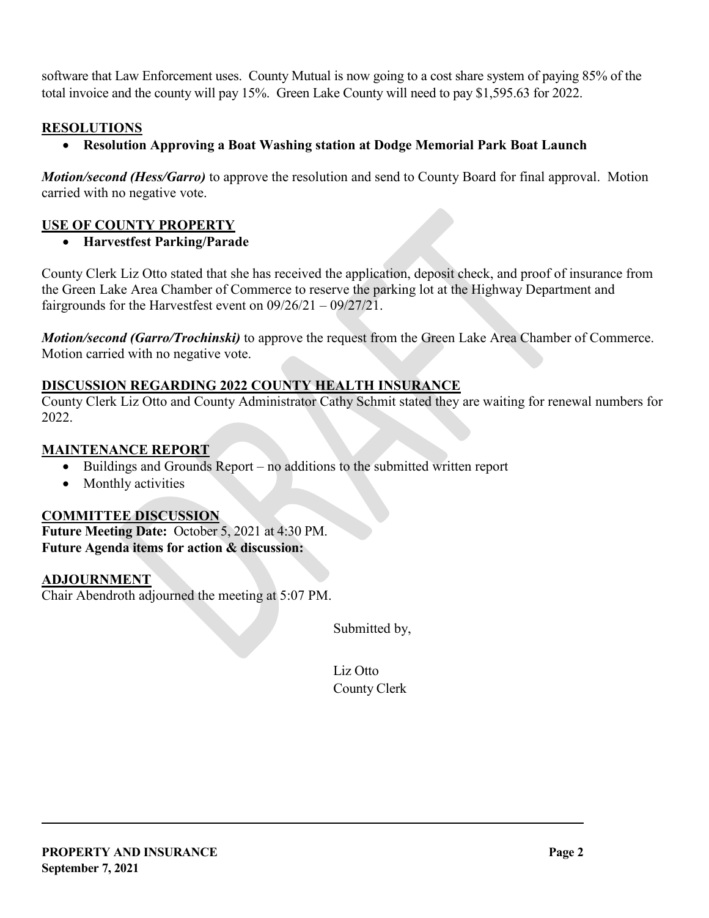software that Law Enforcement uses. County Mutual is now going to a cost share system of paying 85% of the total invoice and the county will pay 15%. Green Lake County will need to pay $1,595.63 for 2022.

## RESOLUTIONS

- **Resolution Approving a Boat Washing station at Dodge Memorial Park Boat Launch**

***Motion/second (Hess/Garro)*** to approve the resolution and send to County Board for final approval. Motion carried with no negative vote.

## USE OF COUNTY PROPERTY

- **Harvestfest Parking/Parade**

County Clerk Liz Otto stated that she has received the application, deposit check, and proof of insurance from the Green Lake Area Chamber of Commerce to reserve the parking lot at the Highway Department and fairgrounds for the Harvestfest event on 09/26/21 – 09/27/21.

***Motion/second (Garro/Trochinski)*** to approve the request from the Green Lake Area Chamber of Commerce. Motion carried with no negative vote.

## DISCUSSION REGARDING 2022 COUNTY HEALTH INSURANCE

County Clerk Liz Otto and County Administrator Cathy Schmit stated they are waiting for renewal numbers for 2022.

## MAINTENANCE REPORT

- Buildings and Grounds Report – no additions to the submitted written report
- Monthly activities

## COMMITTEE DISCUSSION

**Future Meeting Date:** October 5, 2021 at 4:30 PM.
**Future Agenda items for action & discussion:**

## ADJOURNMENT

Chair Abendroth adjourned the meeting at 5:07 PM.

Submitted by,

Liz Otto
County Clerk